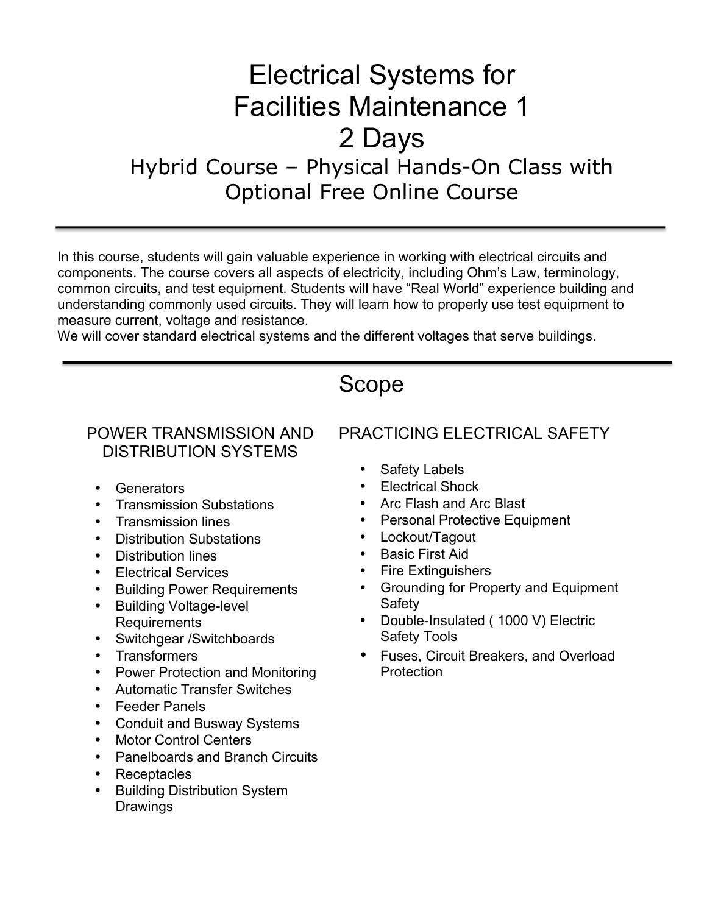# Electrical Systems for Facilities Maintenance 1
# 2 Days
## Hybrid Course – Physical Hands-On Class with Optional Free Online Course

---

In this course, students will gain valuable experience in working with electrical circuits and components. The course covers all aspects of electricity, including Ohm's Law, terminology, common circuits, and test equipment. Students will have "Real World" experience building and understanding commonly used circuits. They will learn how to properly use test equipment to measure current, voltage and resistance.
We will cover standard electrical systems and the different voltages that serve buildings.

---

## Scope

### POWER TRANSMISSION AND DISTRIBUTION SYSTEMS

- Generators
- Transmission Substations
- Transmission lines
- Distribution Substations
- Distribution lines
- Electrical Services
- Building Power Requirements
- Building Voltage-level Requirements
- Switchgear /Switchboards
- Transformers
- Power Protection and Monitoring
- Automatic Transfer Switches
- Feeder Panels
- Conduit and Busway Systems
- Motor Control Centers
- Panelboards and Branch Circuits
- Receptacles
- Building Distribution System Drawings

### PRACTICING ELECTRICAL SAFETY

- Safety Labels
- Electrical Shock
- Arc Flash and Arc Blast
- Personal Protective Equipment
- Lockout/Tagout
- Basic First Aid
- Fire Extinguishers
- Grounding for Property and Equipment Safety
- Double-Insulated ( 1000 V) Electric Safety Tools
- Fuses, Circuit Breakers, and Overload Protection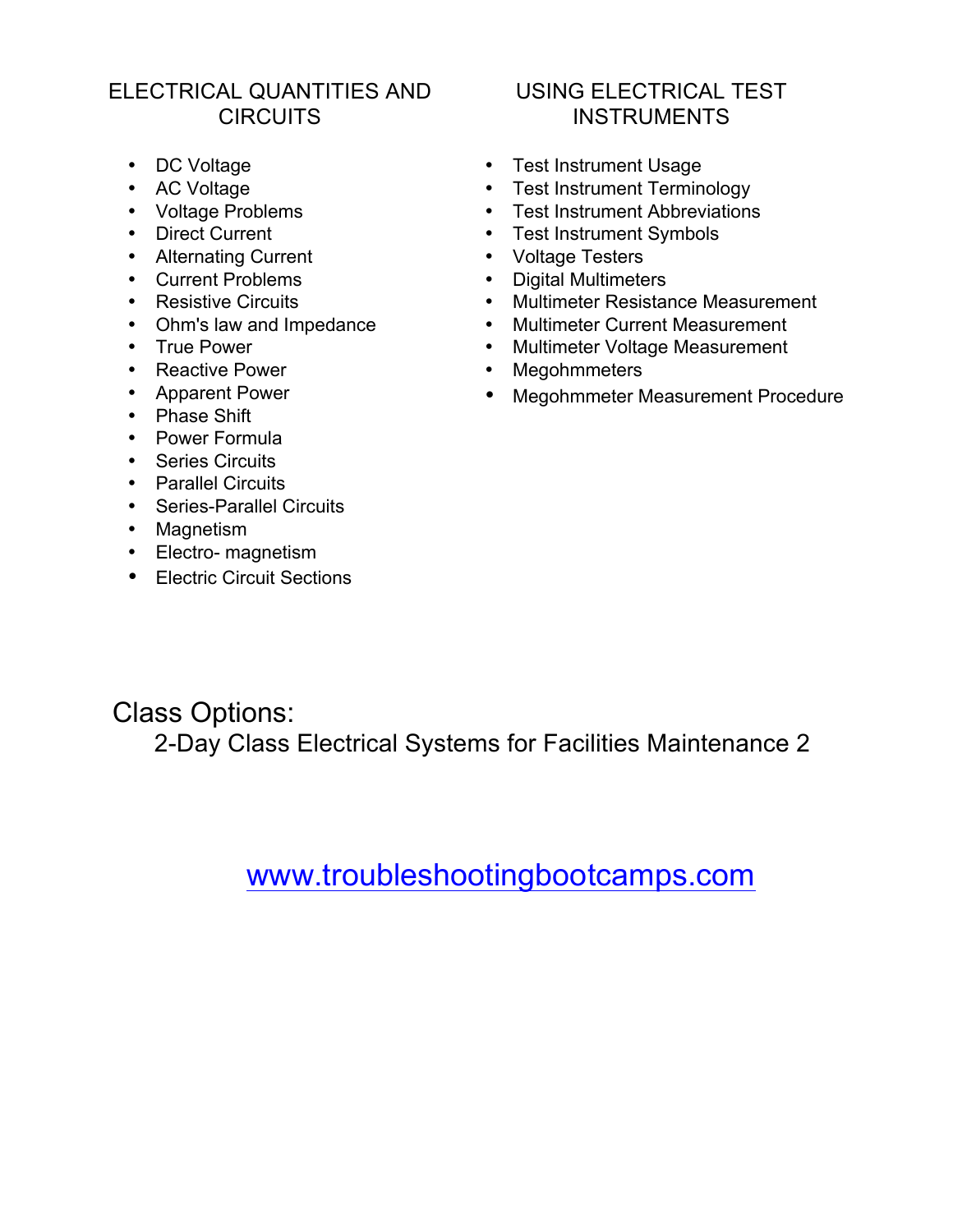## ELECTRICAL QUANTITIES AND CIRCUITS

- DC Voltage
- AC Voltage
- Voltage Problems
- Direct Current
- Alternating Current
- Current Problems
- Resistive Circuits
- Ohm's law and Impedance
- True Power
- Reactive Power
- Apparent Power
- Phase Shift
- Power Formula
- Series Circuits
- Parallel Circuits
- Series-Parallel Circuits
- Magnetism
- Electro- magnetism
- Electric Circuit Sections

## USING ELECTRICAL TEST INSTRUMENTS

- Test Instrument Usage
- Test Instrument Terminology
- Test Instrument Abbreviations
- Test Instrument Symbols
- Voltage Testers
- Digital Multimeters
- Multimeter Resistance Measurement
- Multimeter Current Measurement
- Multimeter Voltage Measurement
- Megohmmeters
- Megohmmeter Measurement Procedure

## Class Options:

2-Day Class Electrical Systems for Facilities Maintenance 2

www.troubleshootingbootcamps.com